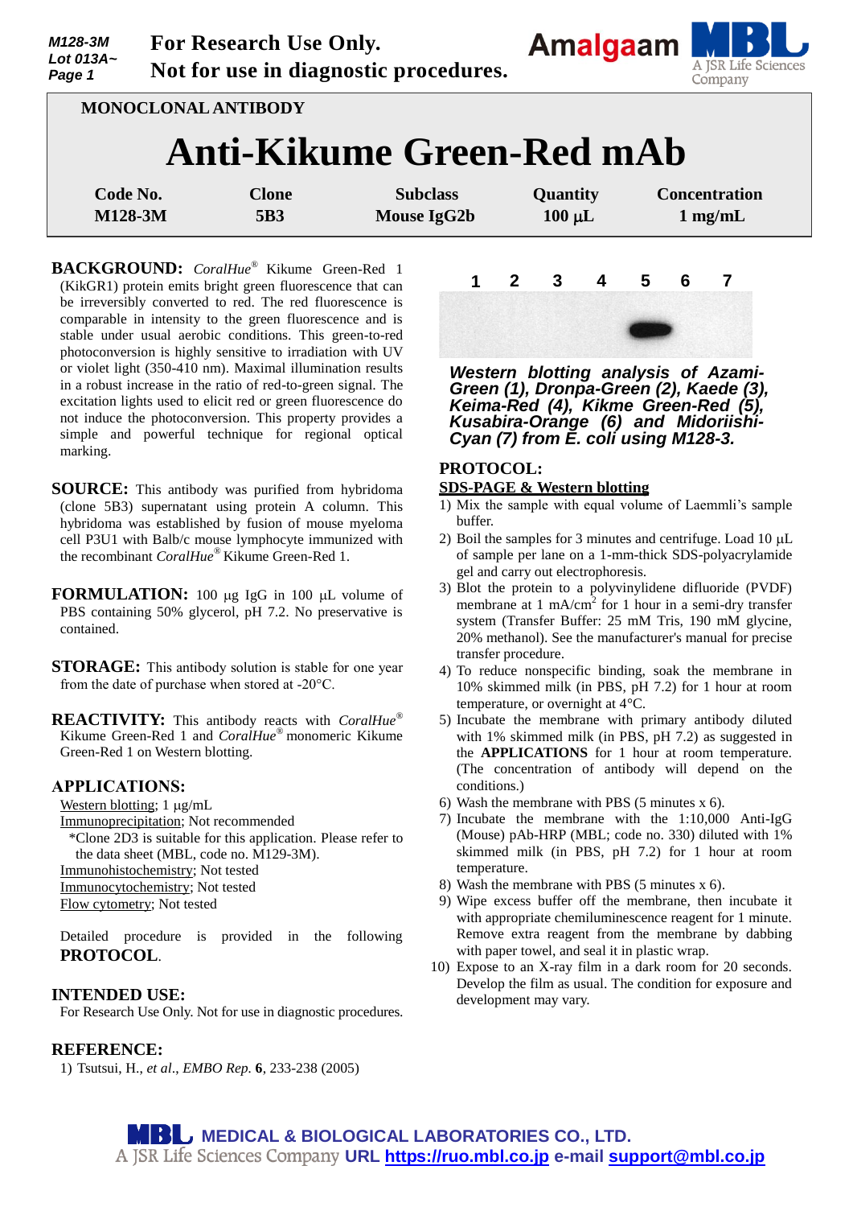For Research Use Only.
Not for use in diagnostic procedures.

**MONOCLONAL ANTIBODY**

# Anti-Kikume Green-Red mAb

| Code No. | Clone | Subclass | Quantity | Concentration |
|---|---|---|---|---|
| M128-3M | 5B3 | Mouse IgG2b | 100 µL | 1 mg/mL |

**BACKGROUND:** *CoralHue*® Kikume Green-Red 1 (KikGR1) protein emits bright green fluorescence that can be irreversibly converted to red. The red fluorescence is comparable in intensity to the green fluorescence and is stable under usual aerobic conditions. This green-to-red photoconversion is highly sensitive to irradiation with UV or violet light (350-410 nm). Maximal illumination results in a robust increase in the ratio of red-to-green signal. The excitation lights used to elicit red or green fluorescence do not induce the photoconversion. This property provides a simple and powerful technique for regional optical marking.

**SOURCE:** This antibody was purified from hybridoma (clone 5B3) supernatant using protein A column. This hybridoma was established by fusion of mouse myeloma cell P3U1 with Balb/c mouse lymphocyte immunized with the recombinant *CoralHue*® Kikume Green-Red 1.

**FORMULATION:** 100 µg IgG in 100 µL volume of PBS containing 50% glycerol, pH 7.2. No preservative is contained.

**STORAGE:** This antibody solution is stable for one year from the date of purchase when stored at -20°C.

**REACTIVITY:** This antibody reacts with *CoralHue*® Kikume Green-Red 1 and *CoralHue*® monomeric Kikume Green-Red 1 on Western blotting.

**APPLICATIONS:**

Western blotting; 1 µg/mL
Immunoprecipitation; Not recommended
*Clone 2D3 is suitable for this application. Please refer to the data sheet (MBL, code no. M129-3M).
Immunohistochemistry; Not tested
Immunocytochemistry; Not tested
Flow cytometry; Not tested

Detailed procedure is provided in the following **PROTOCOL**.

**INTENDED USE:**

For Research Use Only. Not for use in diagnostic procedures.

**REFERENCE:**

1) Tsutsui, H., *et al*., *EMBO Rep.* **6**, 233-238 (2005)

1 2 3 4 5 6 7

***Western blotting analysis of Azami-Green (1), Dronpa-Green (2), Kaede (3), Keima-Red (4), Kikme Green-Red (5), Kusabira-Orange (6) and Midoriishi-Cyan (7) from E. coli using M128-3.***

**PROTOCOL:**

**SDS-PAGE & Western blotting**

1) Mix the sample with equal volume of Laemmli's sample buffer.
2) Boil the samples for 3 minutes and centrifuge. Load 10 µL of sample per lane on a 1-mm-thick SDS-polyacrylamide gel and carry out electrophoresis.
3) Blot the protein to a polyvinylidene difluoride (PVDF) membrane at 1 mA/cm$^2$ for 1 hour in a semi-dry transfer system (Transfer Buffer: 25 mM Tris, 190 mM glycine, 20% methanol). See the manufacturer's manual for precise transfer procedure.
4) To reduce nonspecific binding, soak the membrane in 10% skimmed milk (in PBS, pH 7.2) for 1 hour at room temperature, or overnight at 4°C.
5) Incubate the membrane with primary antibody diluted with 1% skimmed milk (in PBS, pH 7.2) as suggested in the **APPLICATIONS** for 1 hour at room temperature. (The concentration of antibody will depend on the conditions.)
6) Wash the membrane with PBS (5 minutes x 6).
7) Incubate the membrane with the 1:10,000 Anti-IgG (Mouse) pAb-HRP (MBL; code no. 330) diluted with 1% skimmed milk (in PBS, pH 7.2) for 1 hour at room temperature.
8) Wash the membrane with PBS (5 minutes x 6).
9) Wipe excess buffer off the membrane, then incubate it with appropriate chemiluminescence reagent for 1 minute. Remove extra reagent from the membrane by dabbing with paper towel, and seal it in plastic wrap.
10) Expose to an X-ray film in a dark room for 20 seconds. Develop the film as usual. The condition for exposure and development may vary.

**MEDICAL & BIOLOGICAL LABORATORIES CO., LTD.**
A JSR Life Sciences Company URL https://ruo.mbl.co.jp e-mail support@mbl.co.jp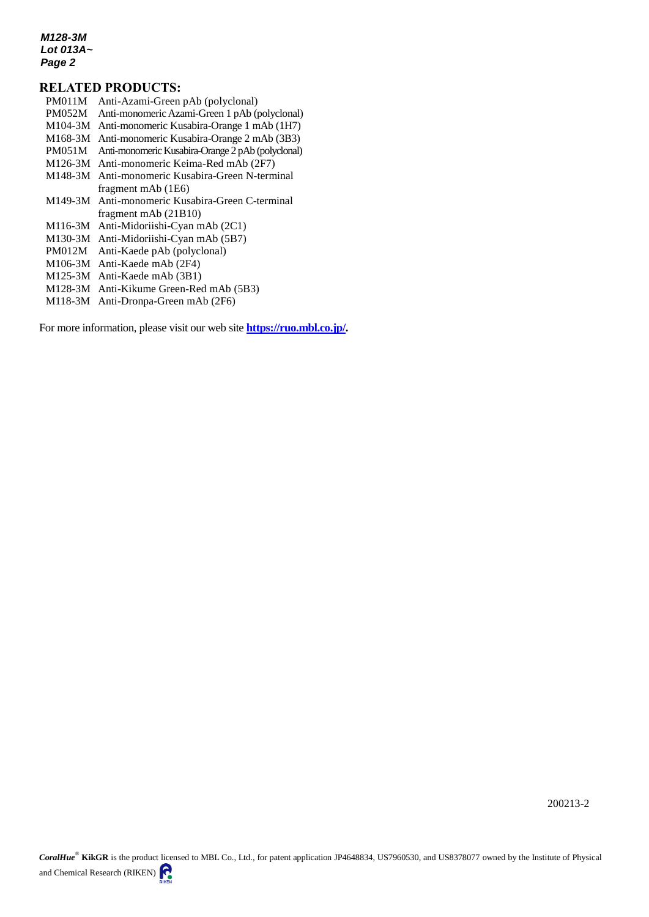## RELATED PRODUCTS:

| | |
|---|---|
| PM011M | Anti-Azami-Green pAb (polyclonal) |
| PM052M | Anti-monomeric Azami-Green 1 pAb (polyclonal) |
| M104-3M | Anti-monomeric Kusabira-Orange 1 mAb (1H7) |
| M168-3M | Anti-monomeric Kusabira-Orange 2 mAb (3B3) |
| PM051M | Anti-monomeric Kusabira-Orange 2 pAb (polyclonal) |
| M126-3M | Anti-monomeric Keima-Red mAb (2F7) |
| M148-3M | Anti-monomeric Kusabira-Green N-terminal fragment mAb (1E6) |
| M149-3M | Anti-monomeric Kusabira-Green C-terminal fragment mAb (21B10) |
| M116-3M | Anti-Midoriishi-Cyan mAb (2C1) |
| M130-3M | Anti-Midoriishi-Cyan mAb (5B7) |
| PM012M | Anti-Kaede pAb (polyclonal) |
| M106-3M | Anti-Kaede mAb (2F4) |
| M125-3M | Anti-Kaede mAb (3B1) |
| M128-3M | Anti-Kikume Green-Red mAb (5B3) |
| M118-3M | Anti-Dronpa-Green mAb (2F6) |

For more information, please visit our web site **https://ruo.mbl.co.jp/.**

200213-2

***CoralHue***® **KikGR** is the product licensed to MBL Co., Ltd., for patent application JP4648834, US7960530, and US8378077 owned by the Institute of Physical and Chemical Research (RIKEN)